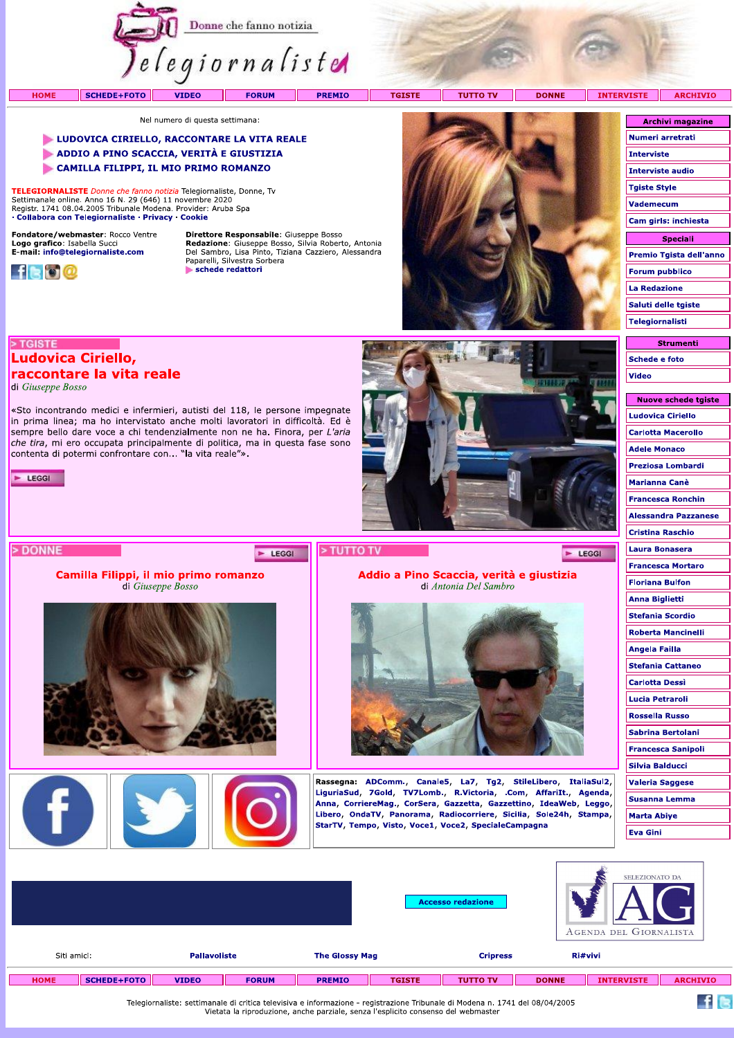# Telegiornaliste

Donne che fanno notizia

HOME | SCHEDE+FOTO | VIDEO | FORUM | PREMIO | TGISTE | TUTTO TV | DONNE | INTERVISTE | ARCHIVIO

Nel numero di questa settimana:

- **LUDOVICA CIRIELLO, RACCONTARE LA VITA REALE**
- **ADDIO A PINO SCACCIA, VERITÀ E GIUSTIZIA**
- **CAMILLA FILIPPI, IL MIO PRIMO ROMANZO**

**TELEGIORNALISTE** *Donne che fanno notizia* Telegiornaliste, Donne, Tv
Settimanale online. Anno 16 N. 29 (646) 11 novembre 2020
Registr. 1741 08.04.2005 Tribunale Modena. Provider: Aruba Spa
· Collabora con Telegiornaliste · Privacy · Cookie

**Fondatore/webmaster**: Rocco Ventre
**Logo grafico**: Isabella Succi
**E-mail**: info@telegiornaliste.com

**Direttore Responsabile**: Giuseppe Bosso
**Redazione**: Giuseppe Bosso, Silvia Roberto, Antonia Del Sambro, Lisa Pinto, Tiziana Cazziero, Alessandra Paparelli, Silvestra Sorbera
schede redattori

**Archivi magazine**
- Numeri arretrati
- Interviste
- Interviste audio
- Tgiste Style
- Vademecum
- Cam girls: inchiesta

**Speciali**
- Premio Tgista dell'anno
- Forum pubblico
- La Redazione
- Saluti delle tgiste
- Telegiornalisti

**Strumenti**
- Schede e foto
- Video

**Nuove schede tgiste**
- Ludovica Ciriello
- Carlotta Macerollo
- Adele Monaco
- Preziosa Lombardi
- Marianna Canè
- Francesca Ronchin
- Alessandra Pazzanese
- Cristina Raschio
- Laura Bonasera
- Francesca Mortaro
- Floriana Bulfon
- Anna Biglietti
- Stefania Scordio
- Roberta Mancinelli
- Angela Failla
- Stefania Cattaneo
- Carlotta Dessì
- Lucia Petraroli
- Rossella Russo
- Sabrina Bertolani
- Francesca Sanipoli
- Silvia Balducci
- Valeria Saggese
- Susanna Lemma
- Marta Abiye
- Eva Gini

## > TGISTE

## Ludovica Ciriello, raccontare la vita reale

di *Giuseppe Bosso*

«Sto incontrando medici e infermieri, autisti del 118, le persone impegnate in prima linea; ma ho intervistato anche molti lavoratori in difficoltà. Ed è sempre bello dare voce a chi tendenzialmente non ne ha. Finora, per *L'aria che tira*, mi ero occupata principalmente di politica, ma in questa fase sono contenta di potermi confrontare con... "la vita reale"».

LEGGI

## > DONNE

LEGGI

### Camilla Filippi, il mio primo romanzo

di *Giuseppe Bosso*

## > TUTTO TV

LEGGI

### Addio a Pino Scaccia, verità e giustizia

di *Antonia Del Sambro*

**Rassegna:** ADComm., Canale5, La7, Tg2, StileLibero, ItaliaSul2, LiguriaSud, 7Gold, TV7Lomb., R.Victoria, .Com, AffariIt., Agenda, Anna, CorriereMag., CorSera, Gazzetta, Gazzettino, IdeaWeb, Leggo, Libero, OndaTV, Panorama, Radiocorriere, Sicilia, Sole24h, Stampa, StarTV, Tempo, Visto, Voce1, Voce2, SpecialeCampagna

Accesso redazione

SELEZIONATO DA AG AGENDA DEL GIORNALISTA

Siti amici: Pallavoliste | The Glossy Mag | Cripress | Ri#vivi

HOME | SCHEDE+FOTO | VIDEO | FORUM | PREMIO | TGISTE | TUTTO TV | DONNE | INTERVISTE | ARCHIVIO

Telegiornaliste: settimanale di critica televisiva e informazione - registrazione Tribunale di Modena n. 1741 del 08/04/2005
Vietata la riproduzione, anche parziale, senza l'esplicito consenso del webmaster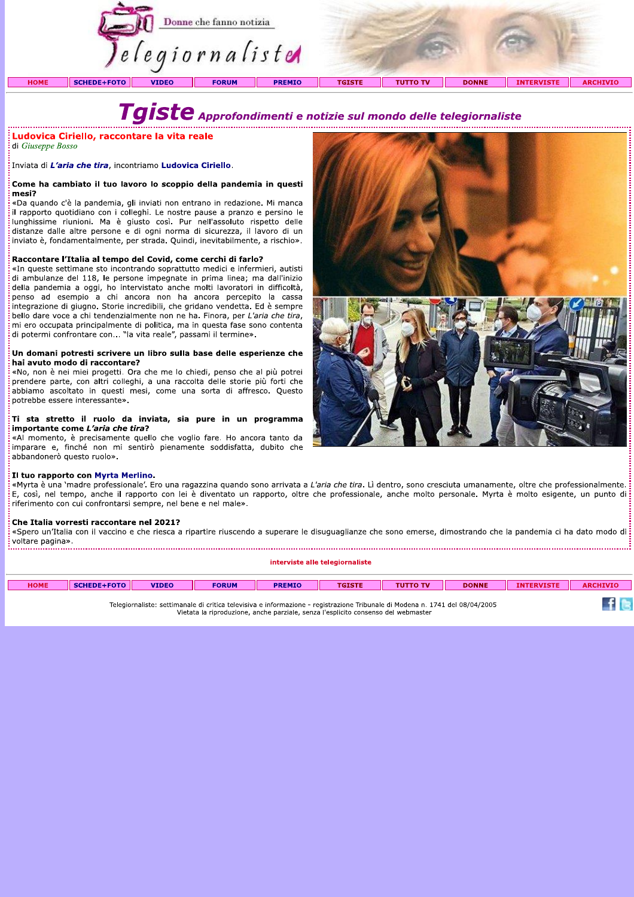# Tgiste Approfondimenti e notizie sul mondo delle telegiornaliste

## Ludovica Ciriello, raccontare la vita reale

di *Giuseppe Bosso*

Inviata di ***L'aria che tira***, incontriamo **Ludovica Ciriello**.

**Come ha cambiato il tuo lavoro lo scoppio della pandemia in questi mesi?**

«Da quando c'è la pandemia, gli inviati non entrano in redazione. Mi manca il rapporto quotidiano con i colleghi. Le nostre pause a pranzo e persino le lunghissime riunioni. Ma è giusto così. Pur nell'assoluto rispetto delle distanze dalle altre persone e di ogni norma di sicurezza, il lavoro di un inviato è, fondamentalmente, per strada. Quindi, inevitabilmente, a rischio».

**Raccontare l'Italia al tempo del Covid, come cerchi di farlo?**

«In queste settimane sto incontrando soprattutto medici e infermieri, autisti di ambulanze del 118, le persone impegnate in prima linea; ma dall'inizio della pandemia a oggi, ho intervistato anche molti lavoratori in difficoltà, penso ad esempio a chi ancora non ha ancora percepito la cassa integrazione di giugno. Storie incredibili, che gridano vendetta. Ed è sempre bello dare voce a chi tendenzialmente non ne ha. Finora, per *L'aria che tira*, mi ero occupata principalmente di politica, ma in questa fase sono contenta di potermi confrontare con... "la vita reale", passami il termine».

**Un domani potresti scrivere un libro sulla base delle esperienze che hai avuto modo di raccontare?**

«No, non è nei miei progetti. Ora che me lo chiedi, penso che al più potrei prendere parte, con altri colleghi, a una raccolta delle storie più forti che abbiamo ascoltato in questi mesi, come una sorta di affresco. Questo potrebbe essere interessante».

**Ti sta stretto il ruolo da inviata, sia pure in un programma importante come *L'aria che tira*?**

«Al momento, è precisamente quello che voglio fare. Ho ancora tanto da imparare e, finché non mi sentirò pienamente soddisfatta, dubito che abbandonerò questo ruolo».

**Il tuo rapporto con Myrta Merlino.**

«Myrta è una 'madre professionale'. Ero una ragazzina quando sono arrivata a *L'aria che tira*. Lì dentro, sono cresciuta umanamente, oltre che professionalmente. E, così, nel tempo, anche il rapporto con lei è diventato un rapporto, oltre che professionale, anche molto personale. Myrta è molto esigente, un punto di riferimento con cui confrontarsi sempre, nel bene e nel male».

**Che Italia vorresti raccontare nel 2021?**

«Spero un'Italia con il vaccino e che riesca a ripartire riuscendo a superare le disuguaglianze che sono emerse, dimostrando che la pandemia ci ha dato modo di voltare pagina».

interviste alle telegiornaliste

Telegiornaliste: settimanale di critica televisiva e informazione - registrazione Tribunale di Modena n. 1741 del 08/04/2005
Vietata la riproduzione, anche parziale, senza l'esplicito consenso del webmaster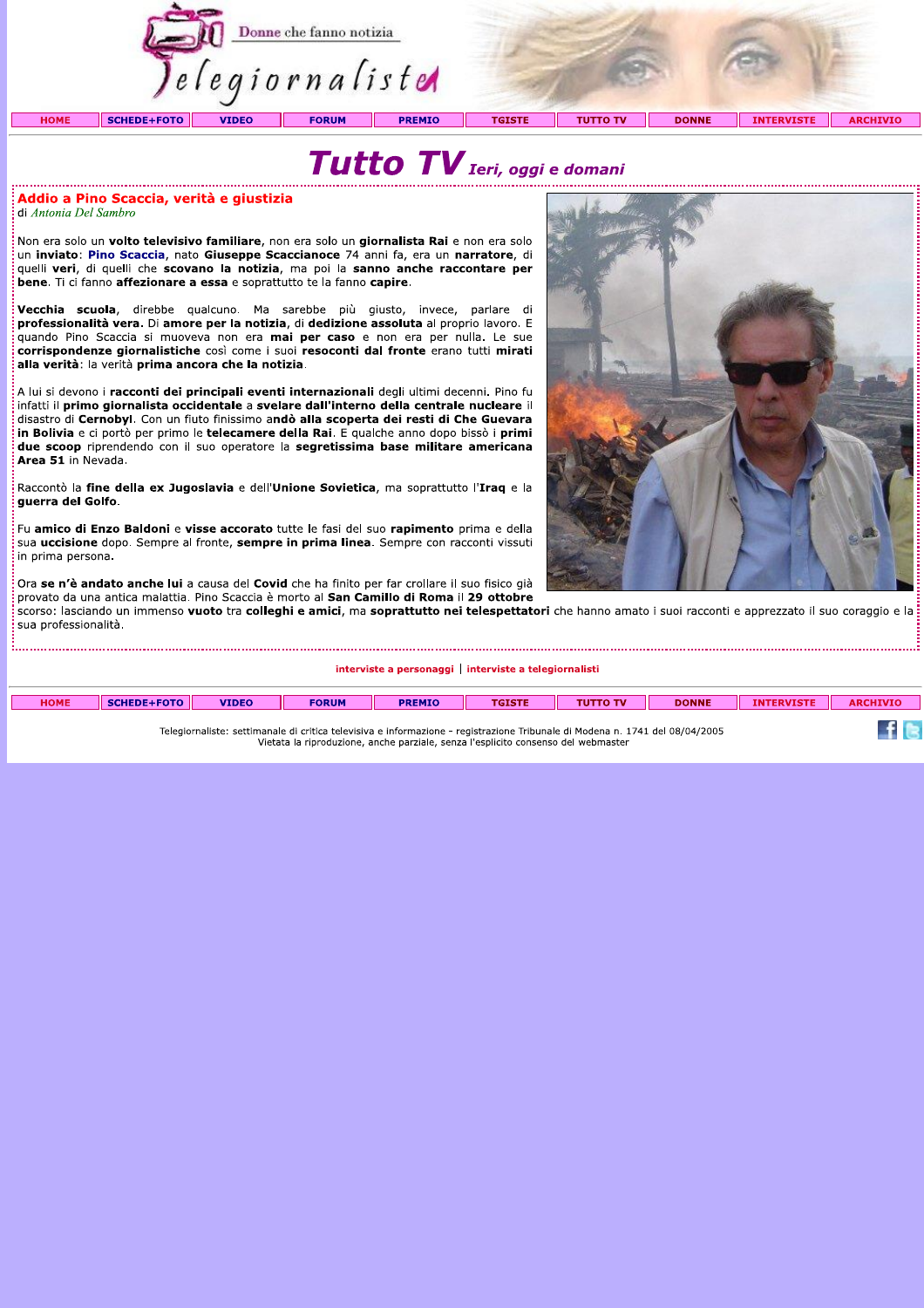Telegiornaliste — Donne che fanno notizia

HOME | SCHEDE+FOTO | VIDEO | FORUM | PREMIO | TGISTE | TUTTO TV | DONNE | INTERVISTE | ARCHIVIO

# Tutto TV *Ieri, oggi e domani*

## Addio a Pino Scaccia, verità e giustizia

di *Antonia Del Sambro*

Non era solo un **volto televisivo familiare**, non era solo un **giornalista Rai** e non era solo un **inviato**: **Pino Scaccia**, nato **Giuseppe Scaccianoce** 74 anni fa, era un **narratore**, di quelli **veri**, di quelli che **scovano la notizia**, ma poi la **sanno anche raccontare per bene**. Ti ci fanno **affezionare a essa** e soprattutto te la fanno **capire**.

**Vecchia scuola**, direbbe qualcuno. Ma sarebbe più giusto, invece, parlare di **professionalità vera**. Di **amore per la notizia**, di **dedizione assoluta** al proprio lavoro. E quando Pino Scaccia si muoveva non era **mai per caso** e non era per nulla**.** Le sue **corrispondenze giornalistiche** così come i suoi **resoconti dal fronte** erano tutti **mirati alla verità**: la verità **prima ancora che la notizia**.

A lui si devono i **racconti dei principali eventi internazionali** degli ultimi decenni**.** Pino fu infatti il **primo giornalista occidentale** a **svelare dall'interno della centrale nucleare** il disastro di **Cernobyl**. Con un fiuto finissimo **andò alla scoperta dei resti di Che Guevara in Bolivia** e ci portò per primo le **telecamere della Rai**. E qualche anno dopo bissò i **primi due scoop** riprendendo con il suo operatore la **segretissima base militare americana Area 51** in Nevada.

Raccontò la **fine della ex Jugoslavia** e dell'**Unione Sovietica**, ma soprattutto l'**Iraq** e la **guerra del Golfo**.

Fu **amico di Enzo Baldoni** e **visse accorato** tutte le fasi del suo **rapimento** prima e della sua **uccisione** dopo. Sempre al fronte, **sempre in prima linea**. Sempre con racconti vissuti in prima persona**.**

Ora **se n'è andato anche lui** a causa del **Covid** che ha finito per far crollare il suo fisico già provato da una antica malattia. Pino Scaccia è morto al **San Camillo di Roma** il **29 ottobre** scorso: lasciando un immenso **vuoto** tra **colleghi e amici**, ma **soprattutto nei telespettatori** che hanno amato i suoi racconti e apprezzato il suo coraggio e la sua professionalità.

interviste a personaggi | interviste a telegiornalisti

HOME | SCHEDE+FOTO | VIDEO | FORUM | PREMIO | TGISTE | TUTTO TV | DONNE | INTERVISTE | ARCHIVIO

Telegiornaliste: settimanale di critica televisiva e informazione - registrazione Tribunale di Modena n. 1741 del 08/04/2005
Vietata la riproduzione, anche parziale, senza l'esplicito consenso del webmaster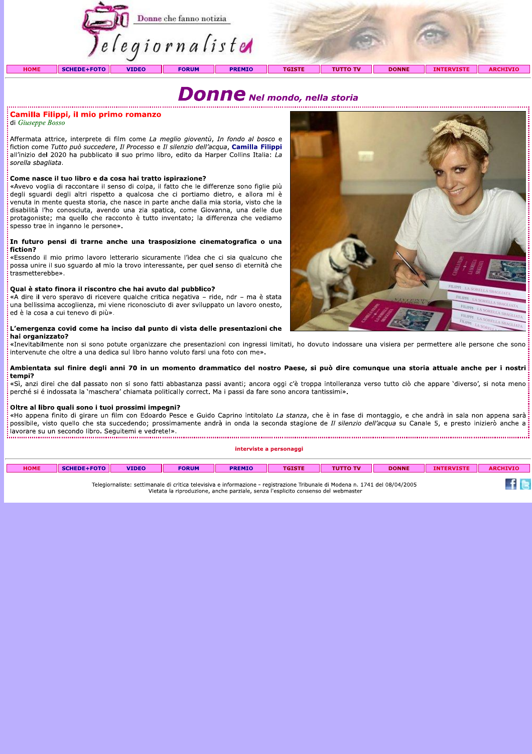# Donne Nel mondo, nella storia

## Camilla Filippi, il mio primo romanzo

di *Giuseppe Bosso*

Affermata attrice, interprete di film come *La meglio gioventù*, *In fondo al bosco* e fiction come *Tutto può succedere*, *Il Processo* e *Il silenzio dell'acqua*, **Camilla Filippi** all'inizio del 2020 ha pubblicato il suo primo libro, edito da Harper Collins Italia: *La sorella sbagliata*.

**Come nasce il tuo libro e da cosa hai tratto ispirazione?**
«Avevo voglia di raccontare il senso di colpa, il fatto che le differenze sono figlie più degli sguardi degli altri rispetto a qualcosa che ci portiamo dietro, e allora mi è venuta in mente questa storia, che nasce in parte anche dalla mia storia, visto che la disabilità l'ho conosciuta, avendo una zia spatica, come Giovanna, una delle due protagoniste; ma quello che racconto è tutto inventato; la differenza che vediamo spesso trae in inganno le persone».

**In futuro pensi di trarne anche una trasposizione cinematografica o una fiction?**
«Essendo il mio primo lavoro letterario sicuramente l'idea che ci sia qualcuno che possa unire il suo sguardo al mio la trovo interessante, per quel senso di eternità che trasmetterebbe».

**Qual è stato finora il riscontro che hai avuto dal pubblico?**
«A dire il vero speravo di ricevere qualche critica negativa – ride, ndr – ma è stata una bellissima accoglienza, mi viene riconosciuto di aver sviluppato un lavoro onesto, ed è la cosa a cui tenevo di più».

**L'emergenza covid come ha inciso dal punto di vista delle presentazioni che hai organizzato?**
«Inevitabilmente non si sono potute organizzare che presentazioni con ingressi limitati, ho dovuto indossare una visiera per permettere alle persone che sono intervenute che oltre a una dedica sul libro hanno voluto farsi una foto con me».

**Ambientata sul finire degli anni 70 in un momento drammatico del nostro Paese, si può dire comunque una storia attuale anche per i nostri tempi?**
«Sì, anzi direi che dal passato non si sono fatti abbastanza passi avanti; ancora oggi c'è troppa intolleranza verso tutto ciò che appare 'diverso', si nota meno perché si é indossata la 'maschera' chiamata politically correct. Ma i passi da fare sono ancora tantissimi».

**Oltre al libro quali sono i tuoi prossimi impegni?**
«Ho appena finito di girare un film con Edoardo Pesce e Guido Caprino intitolato *La stanza*, che è in fase di montaggio, e che andrà in sala non appena sarà possibile, visto quello che sta succedendo; prossimamente andrà in onda la seconda stagione de *Il silenzio dell'acqua* su Canale 5, e presto inizierò anche a lavorare su un secondo libro. Seguitemi e vedrete!».

interviste a personaggi

Telegiornaliste: settimanale di critica televisiva e informazione - registrazione Tribunale di Modena n. 1741 del 08/04/2005
Vietata la riproduzione, anche parziale, senza l'esplicito consenso del webmaster